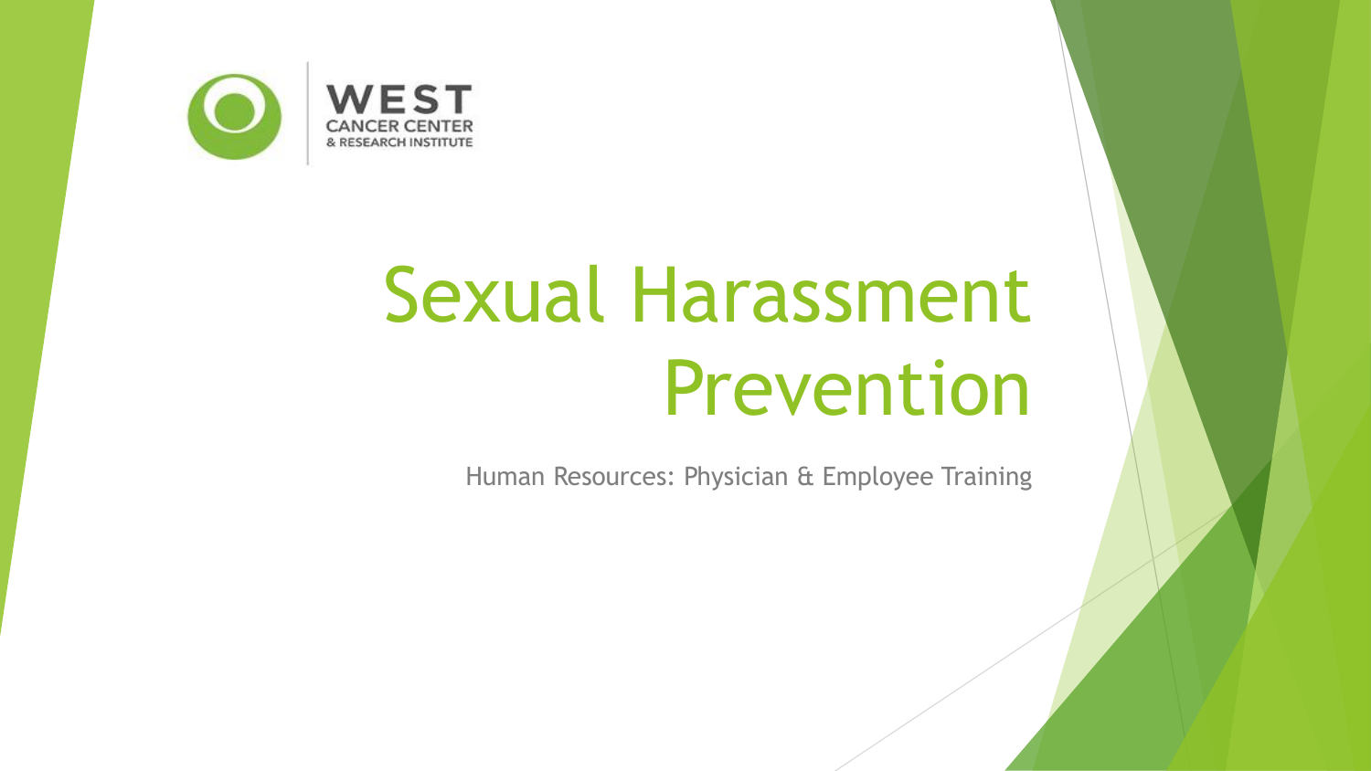WEST
CANCER CENTER
& RESEARCH INSTITUTE

# Sexual Harassment Prevention

Human Resources: Physician & Employee Training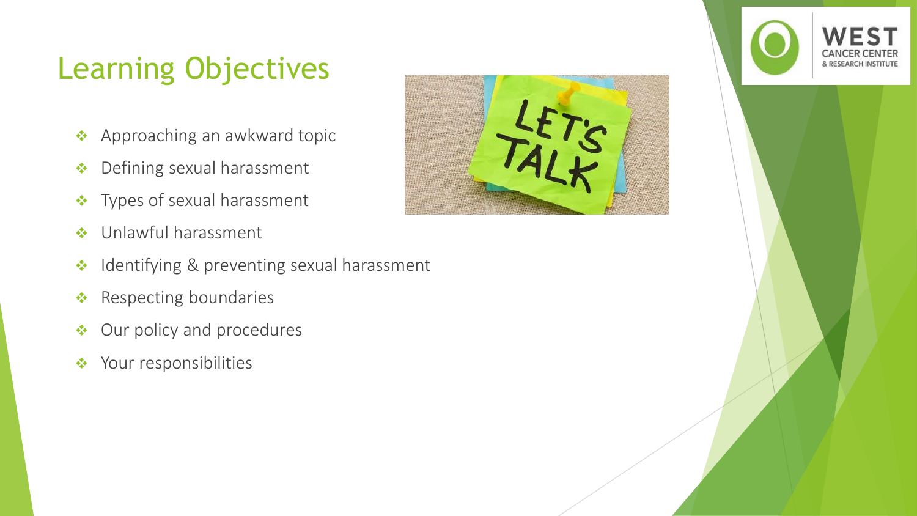# Learning Objectives

- Approaching an awkward topic
- Defining sexual harassment
- Types of sexual harassment
- Unlawful harassment
- Identifying & preventing sexual harassment
- Respecting boundaries
- Our policy and procedures
- Your responsibilities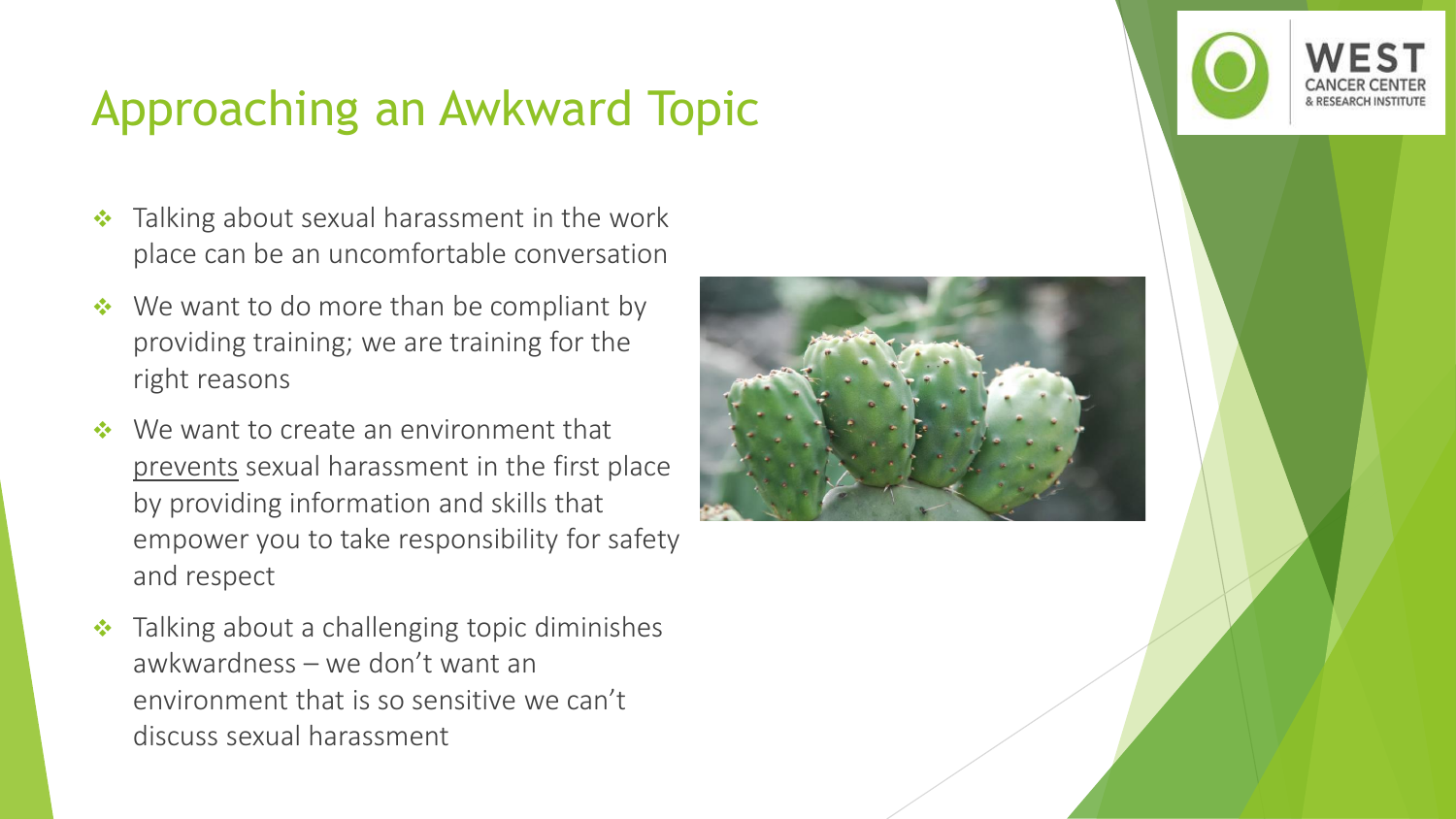# Approaching an Awkward Topic

- Talking about sexual harassment in the work place can be an uncomfortable conversation
- We want to do more than be compliant by providing training; we are training for the right reasons
- We want to create an environment that prevents sexual harassment in the first place by providing information and skills that empower you to take responsibility for safety and respect
- Talking about a challenging topic diminishes awkwardness – we don't want an environment that is so sensitive we can't discuss sexual harassment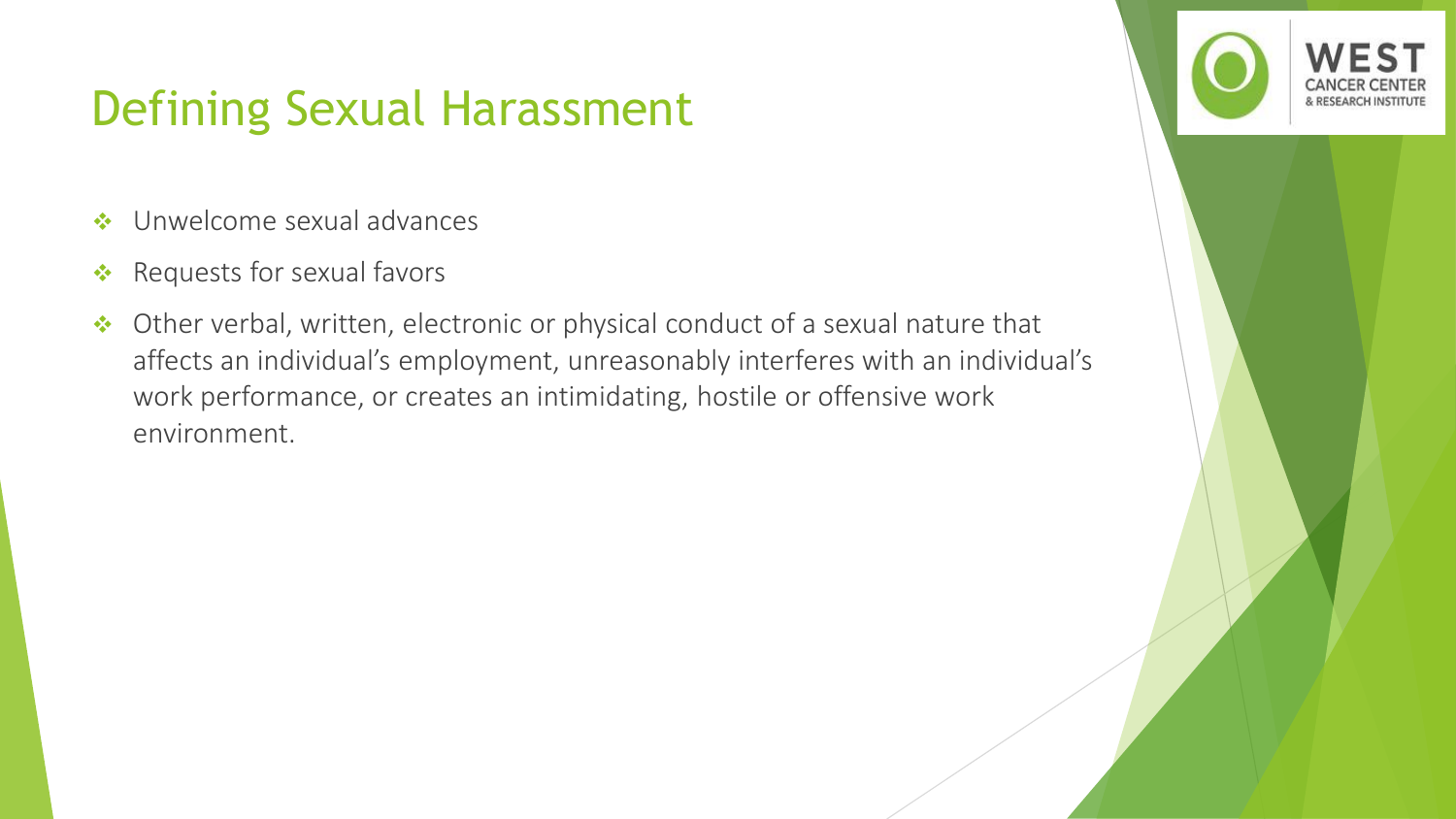# Defining Sexual Harassment

- Unwelcome sexual advances
- Requests for sexual favors
- Other verbal, written, electronic or physical conduct of a sexual nature that affects an individual's employment, unreasonably interferes with an individual's work performance, or creates an intimidating, hostile or offensive work environment.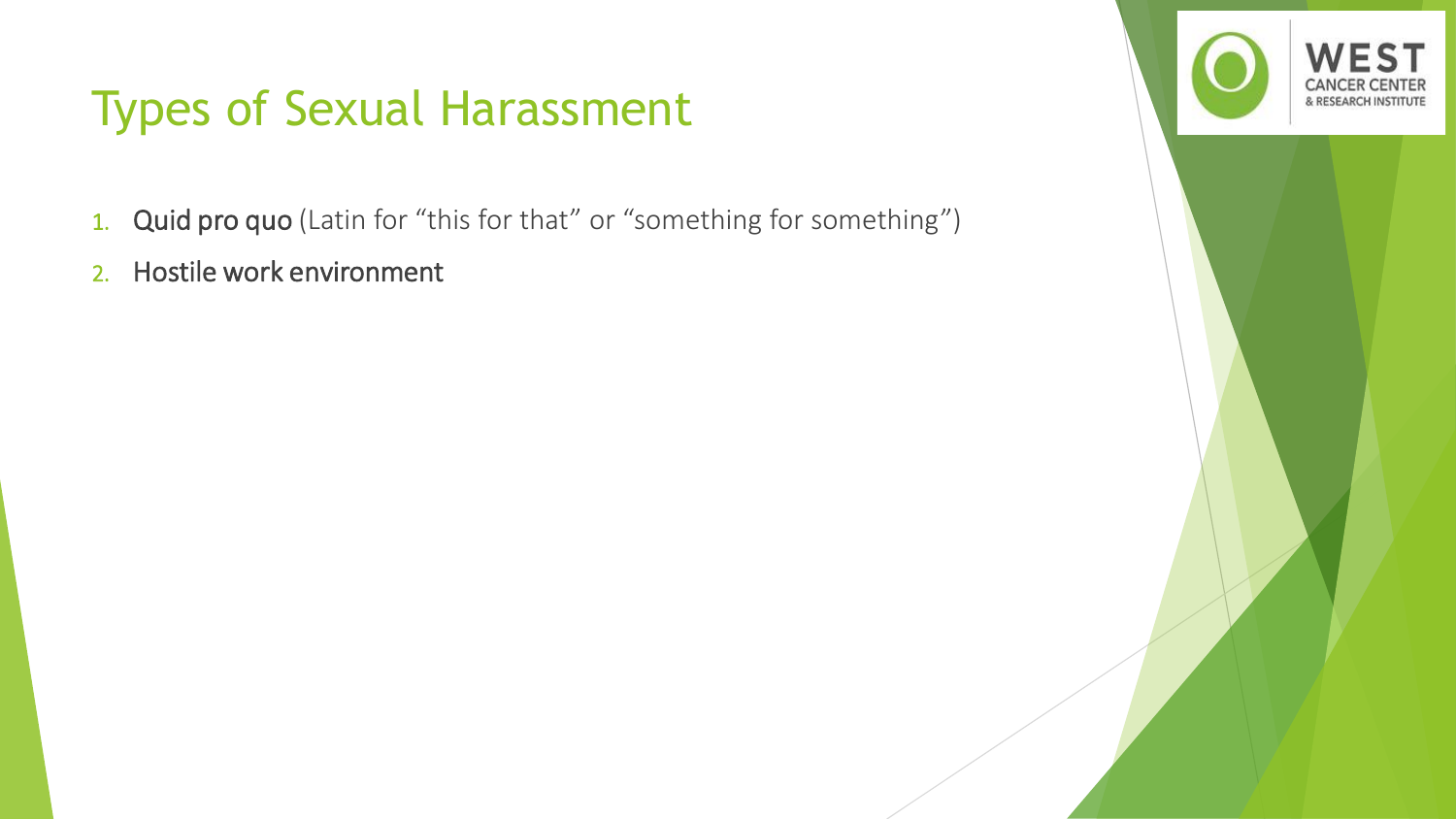# Types of Sexual Harassment

1. Quid pro quo (Latin for "this for that" or "something for something")
2. Hostile work environment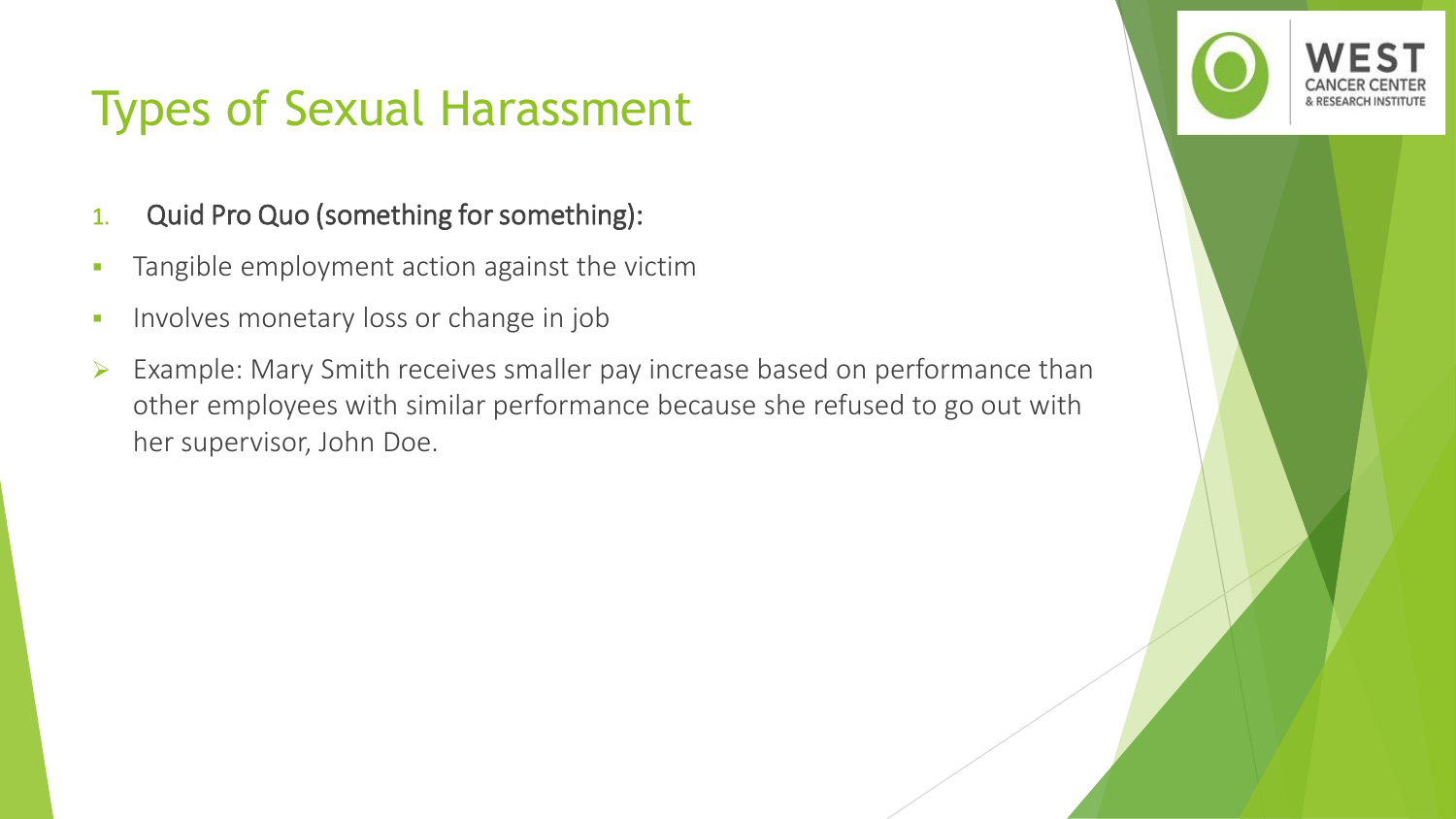# Types of Sexual Harassment

1. Quid Pro Quo (something for something):

- Tangible employment action against the victim
- Involves monetary loss or change in job
- Example: Mary Smith receives smaller pay increase based on performance than other employees with similar performance because she refused to go out with her supervisor, John Doe.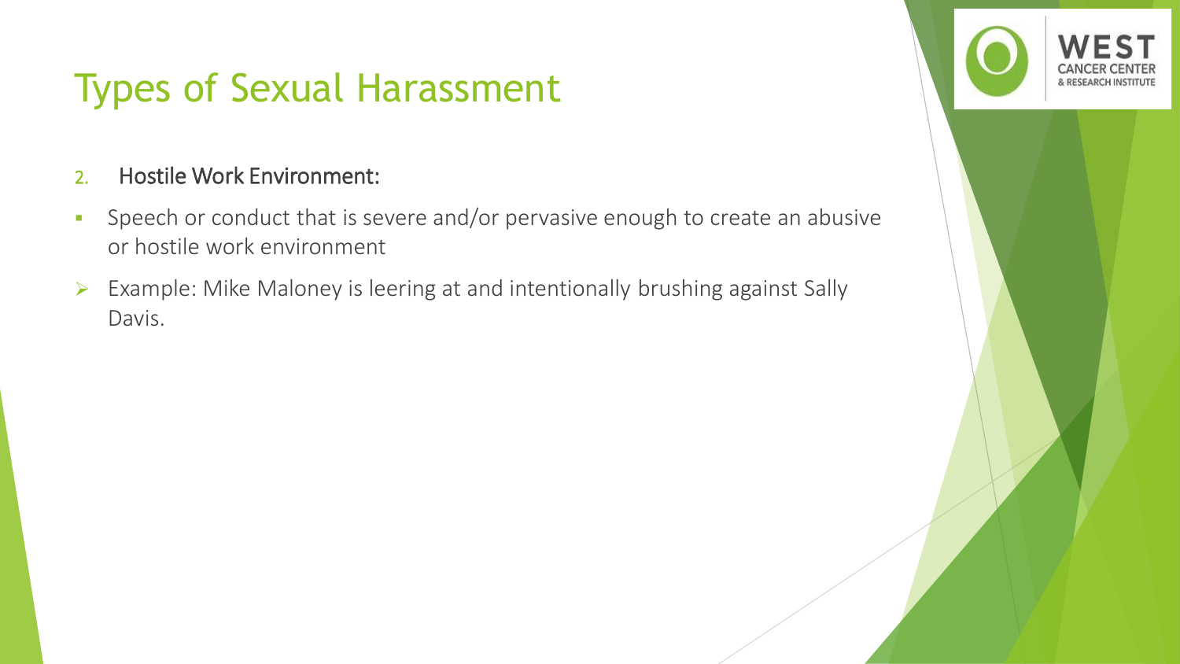# Types of Sexual Harassment

2. Hostile Work Environment:

- Speech or conduct that is severe and/or pervasive enough to create an abusive or hostile work environment

- Example: Mike Maloney is leering at and intentionally brushing against Sally Davis.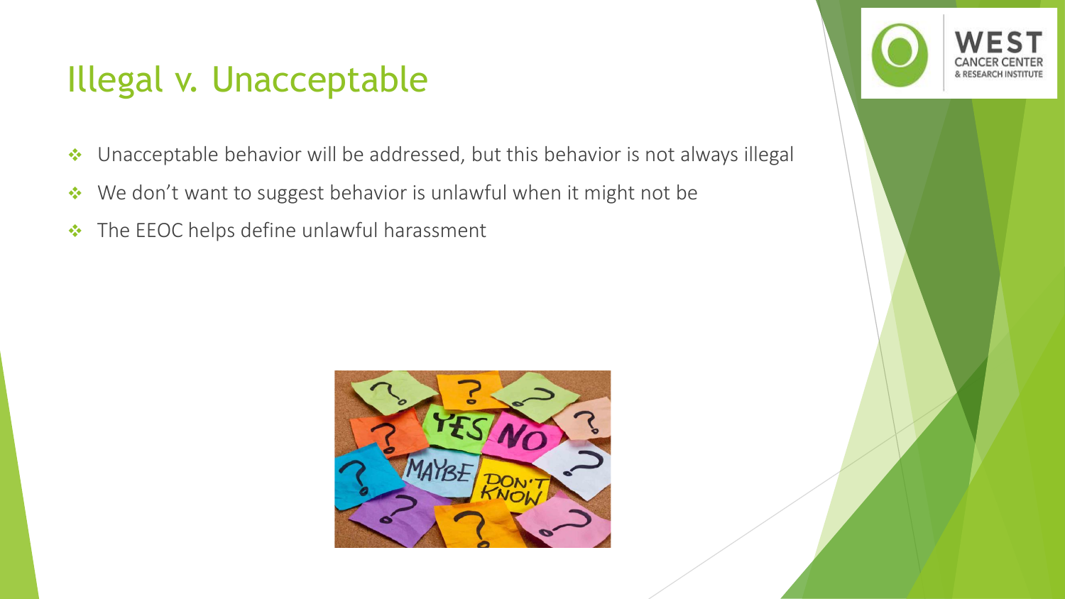# Illegal v. Unacceptable

- Unacceptable behavior will be addressed, but this behavior is not always illegal
- We don’t want to suggest behavior is unlawful when it might not be
- The EEOC helps define unlawful harassment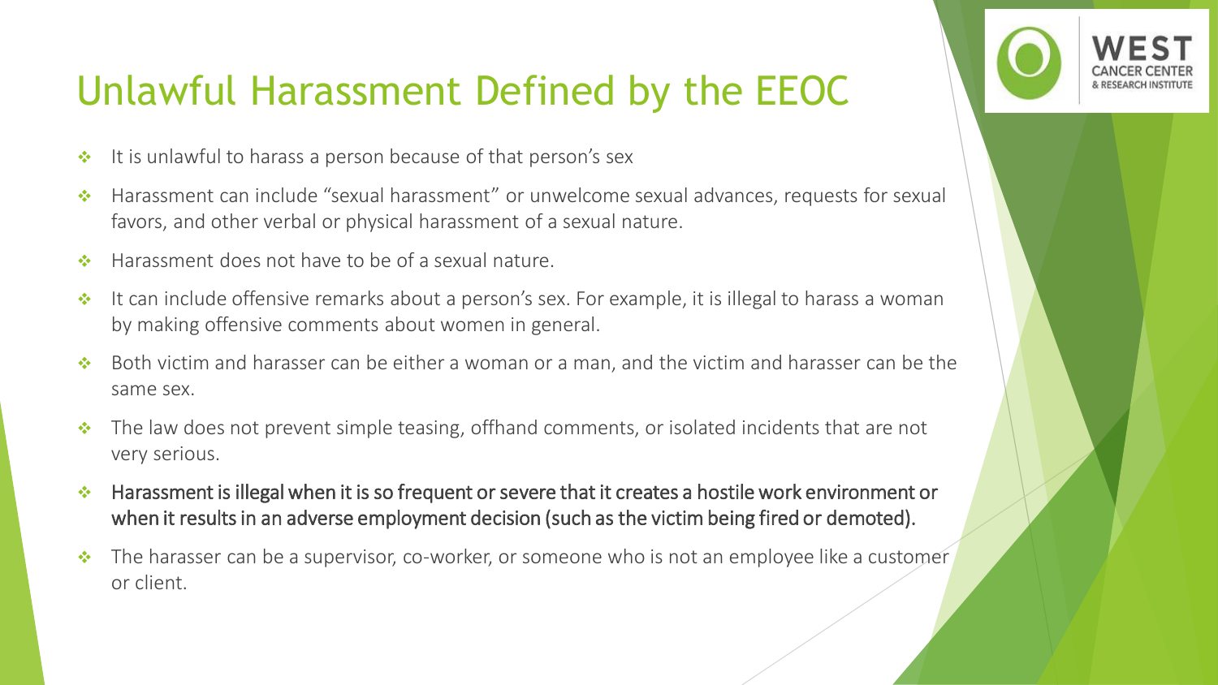# Unlawful Harassment Defined by the EEOC

- It is unlawful to harass a person because of that person's sex
- Harassment can include "sexual harassment" or unwelcome sexual advances, requests for sexual favors, and other verbal or physical harassment of a sexual nature.
- Harassment does not have to be of a sexual nature.
- It can include offensive remarks about a person's sex. For example, it is illegal to harass a woman by making offensive comments about women in general.
- Both victim and harasser can be either a woman or a man, and the victim and harasser can be the same sex.
- The law does not prevent simple teasing, offhand comments, or isolated incidents that are not very serious.
- Harassment is illegal when it is so frequent or severe that it creates a hostile work environment or when it results in an adverse employment decision (such as the victim being fired or demoted).
- The harasser can be a supervisor, co-worker, or someone who is not an employee like a customer or client.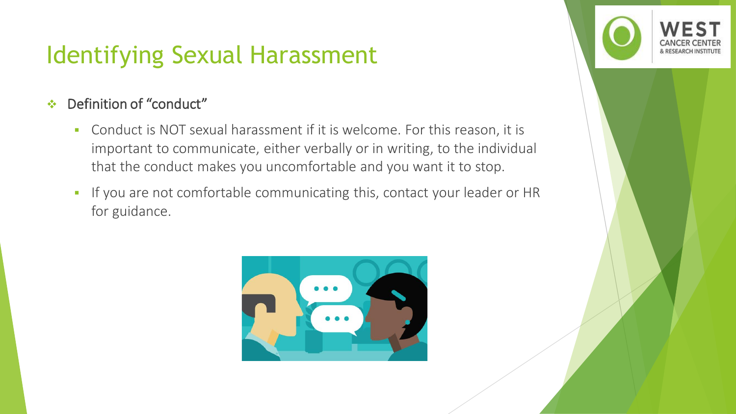# Identifying Sexual Harassment

- Definition of "conduct"
  - Conduct is NOT sexual harassment if it is welcome. For this reason, it is important to communicate, either verbally or in writing, to the individual that the conduct makes you uncomfortable and you want it to stop.
  - If you are not comfortable communicating this, contact your leader or HR for guidance.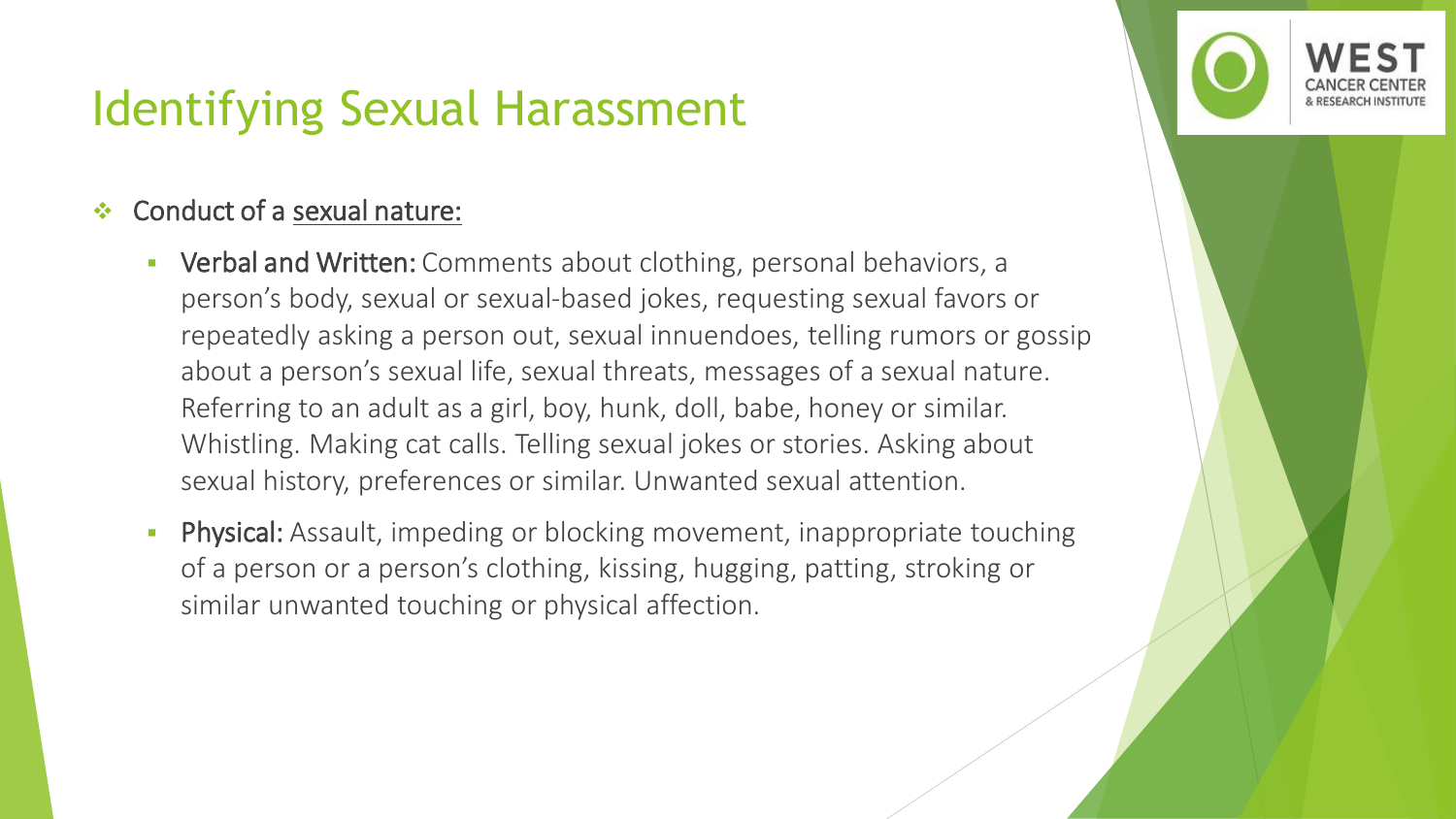# Identifying Sexual Harassment

- Conduct of a <u>sexual nature:</u>
  - **Verbal and Written:** Comments about clothing, personal behaviors, a person's body, sexual or sexual-based jokes, requesting sexual favors or repeatedly asking a person out, sexual innuendoes, telling rumors or gossip about a person's sexual life, sexual threats, messages of a sexual nature. Referring to an adult as a girl, boy, hunk, doll, babe, honey or similar. Whistling. Making cat calls. Telling sexual jokes or stories. Asking about sexual history, preferences or similar. Unwanted sexual attention.
  - **Physical:** Assault, impeding or blocking movement, inappropriate touching of a person or a person's clothing, kissing, hugging, patting, stroking or similar unwanted touching or physical affection.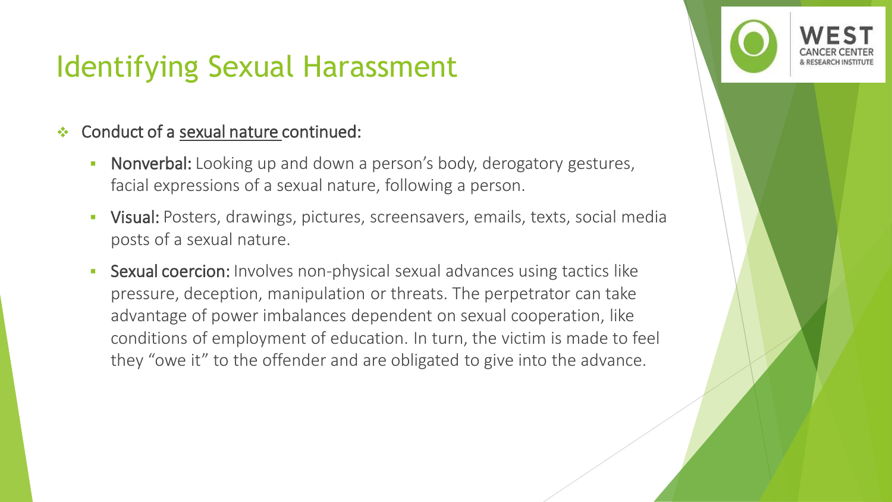# Identifying Sexual Harassment

- Conduct of a sexual nature continued:
  - **Nonverbal:** Looking up and down a person's body, derogatory gestures, facial expressions of a sexual nature, following a person.
  - **Visual:** Posters, drawings, pictures, screensavers, emails, texts, social media posts of a sexual nature.
  - **Sexual coercion:** Involves non-physical sexual advances using tactics like pressure, deception, manipulation or threats. The perpetrator can take advantage of power imbalances dependent on sexual cooperation, like conditions of employment of education. In turn, the victim is made to feel they "owe it" to the offender and are obligated to give into the advance.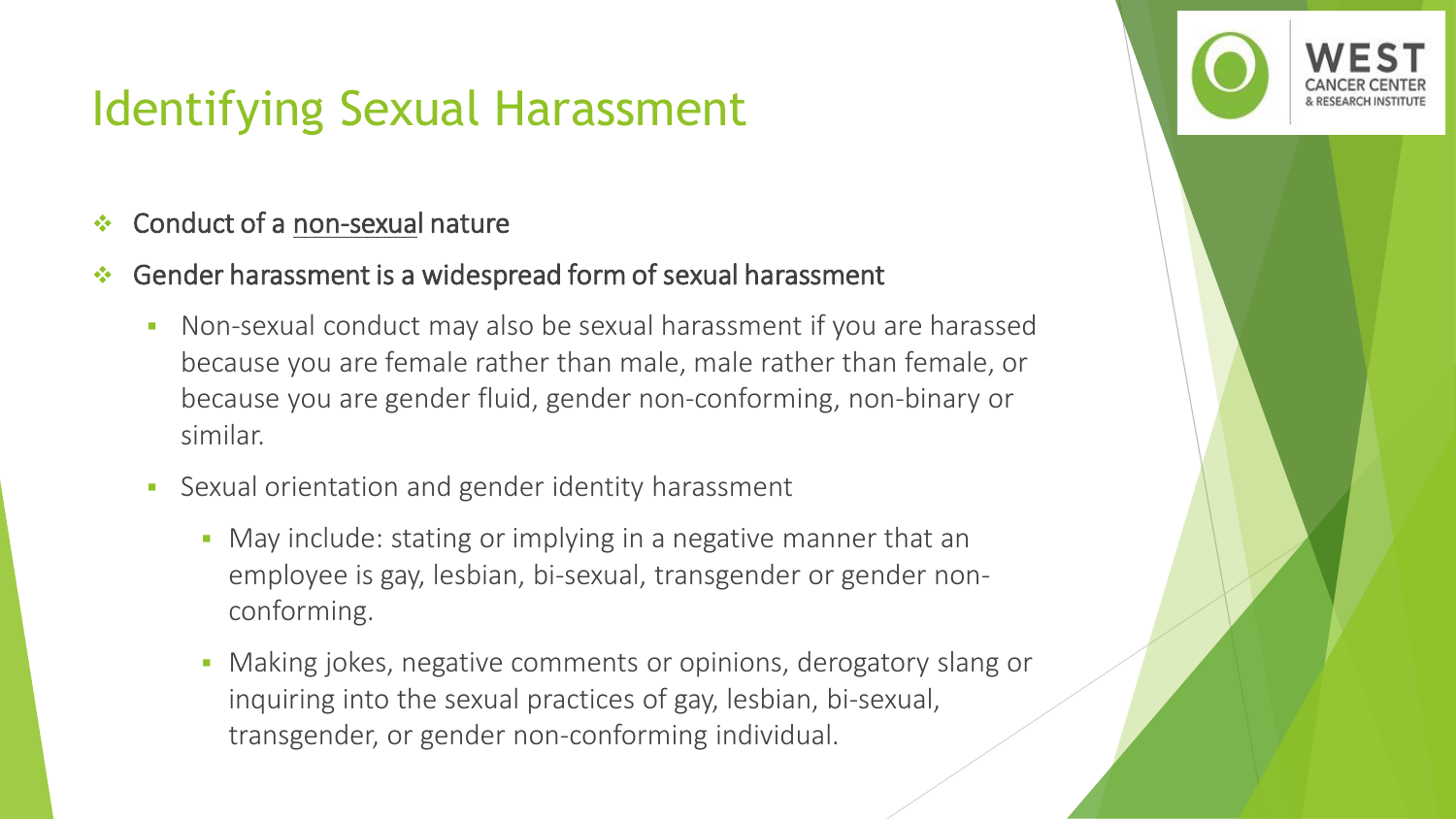# Identifying Sexual Harassment

- Conduct of a <u>non-sexual</u> nature
- Gender harassment is a widespread form of sexual harassment
  - Non-sexual conduct may also be sexual harassment if you are harassed because you are female rather than male, male rather than female, or because you are gender fluid, gender non-conforming, non-binary or similar.
  - Sexual orientation and gender identity harassment
    - May include: stating or implying in a negative manner that an employee is gay, lesbian, bi-sexual, transgender or gender non-conforming.
    - Making jokes, negative comments or opinions, derogatory slang or inquiring into the sexual practices of gay, lesbian, bi-sexual, transgender, or gender non-conforming individual.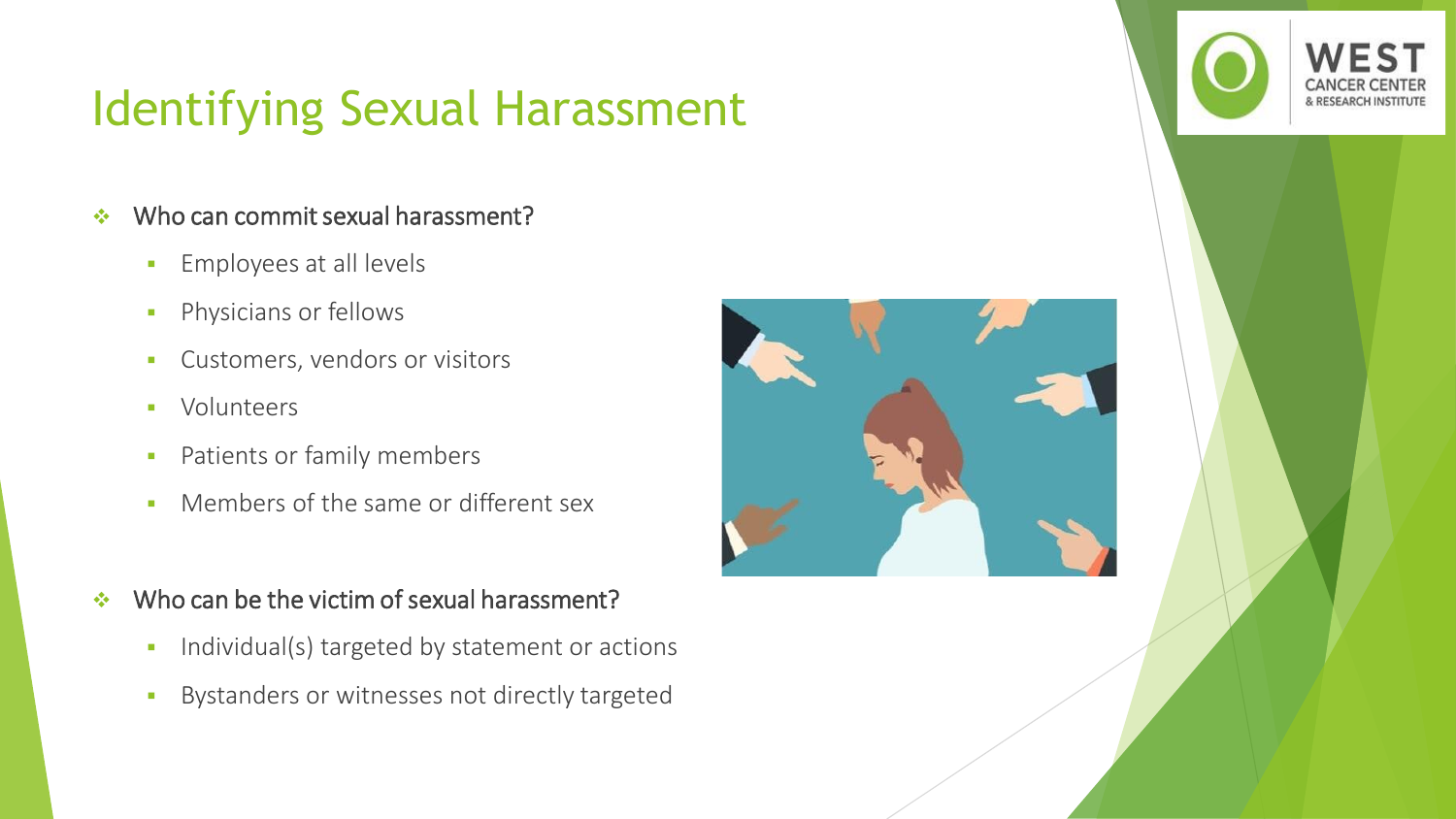# Identifying Sexual Harassment

- **Who can commit sexual harassment?**
  - Employees at all levels
  - Physicians or fellows
  - Customers, vendors or visitors
  - Volunteers
  - Patients or family members
  - Members of the same or different sex

- **Who can be the victim of sexual harassment?**
  - Individual(s) targeted by statement or actions
  - Bystanders or witnesses not directly targeted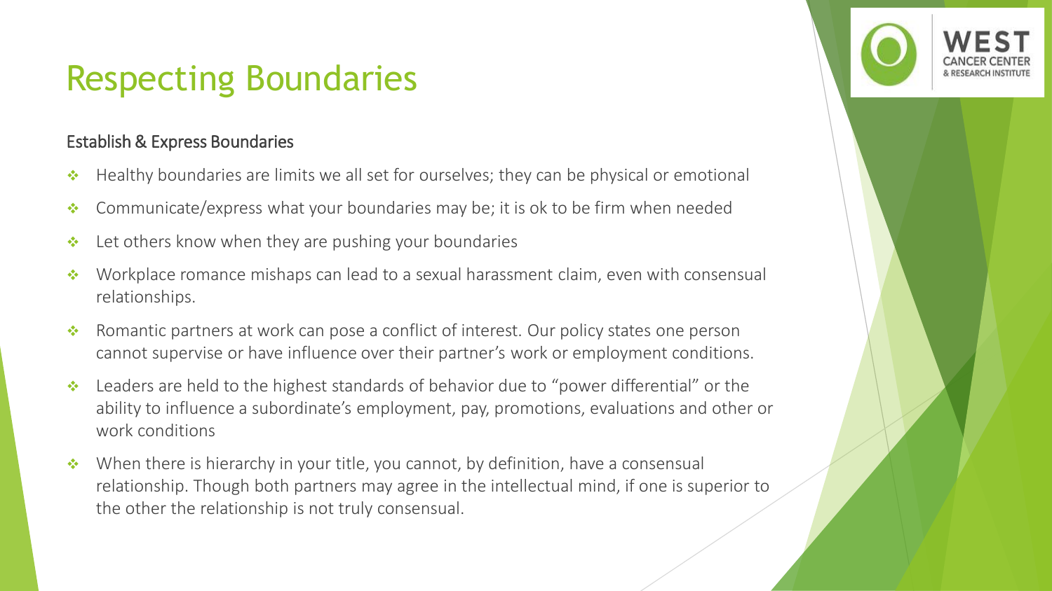# Respecting Boundaries

## Establish & Express Boundaries

- Healthy boundaries are limits we all set for ourselves; they can be physical or emotional
- Communicate/express what your boundaries may be; it is ok to be firm when needed
- Let others know when they are pushing your boundaries
- Workplace romance mishaps can lead to a sexual harassment claim, even with consensual relationships.
- Romantic partners at work can pose a conflict of interest. Our policy states one person cannot supervise or have influence over their partner's work or employment conditions.
- Leaders are held to the highest standards of behavior due to "power differential" or the ability to influence a subordinate's employment, pay, promotions, evaluations and other or work conditions
- When there is hierarchy in your title, you cannot, by definition, have a consensual relationship. Though both partners may agree in the intellectual mind, if one is superior to the other the relationship is not truly consensual.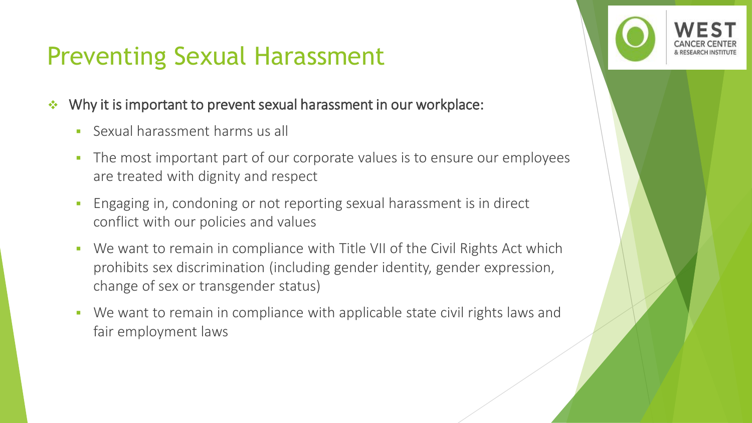# Preventing Sexual Harassment

- Why it is important to prevent sexual harassment in our workplace:
  - Sexual harassment harms us all
  - The most important part of our corporate values is to ensure our employees are treated with dignity and respect
  - Engaging in, condoning or not reporting sexual harassment is in direct conflict with our policies and values
  - We want to remain in compliance with Title VII of the Civil Rights Act which prohibits sex discrimination (including gender identity, gender expression, change of sex or transgender status)
  - We want to remain in compliance with applicable state civil rights laws and fair employment laws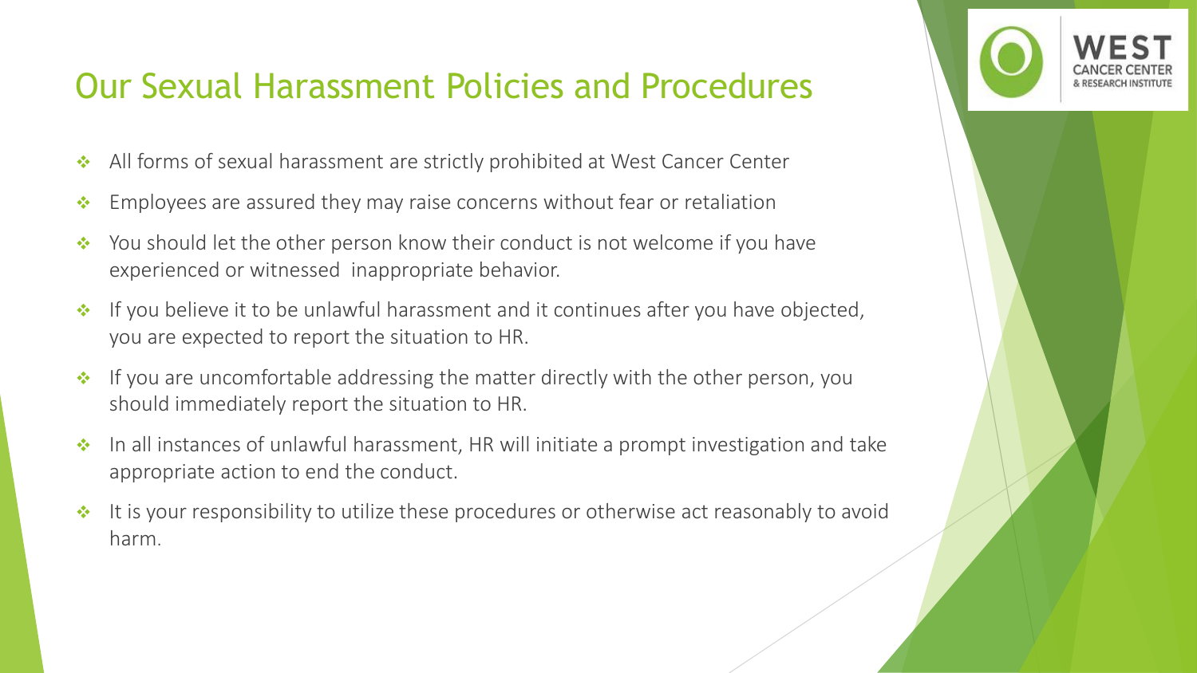# Our Sexual Harassment Policies and Procedures

- All forms of sexual harassment are strictly prohibited at West Cancer Center
- Employees are assured they may raise concerns without fear or retaliation
- You should let the other person know their conduct is not welcome if you have experienced or witnessed inappropriate behavior.
- If you believe it to be unlawful harassment and it continues after you have objected, you are expected to report the situation to HR.
- If you are uncomfortable addressing the matter directly with the other person, you should immediately report the situation to HR.
- In all instances of unlawful harassment, HR will initiate a prompt investigation and take appropriate action to end the conduct.
- It is your responsibility to utilize these procedures or otherwise act reasonably to avoid harm.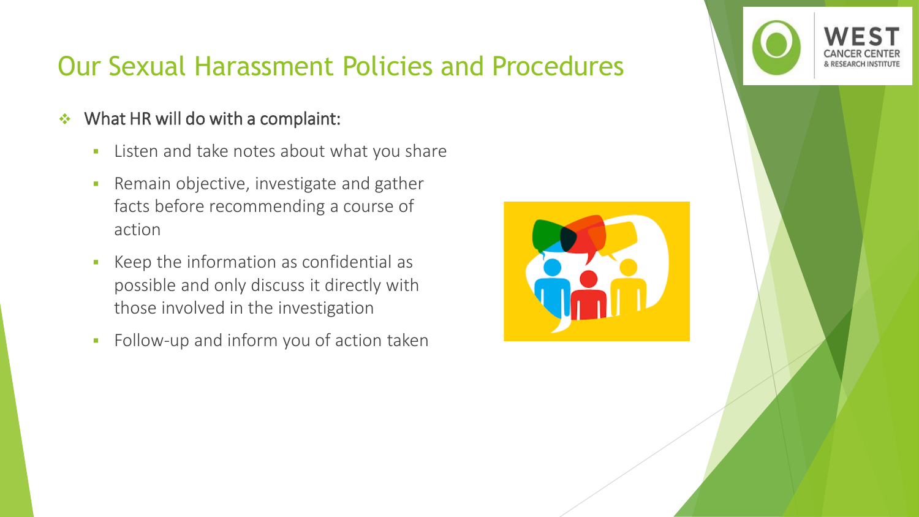# Our Sexual Harassment Policies and Procedures

- What HR will do with a complaint:
  - Listen and take notes about what you share
  - Remain objective, investigate and gather facts before recommending a course of action
  - Keep the information as confidential as possible and only discuss it directly with those involved in the investigation
  - Follow-up and inform you of action taken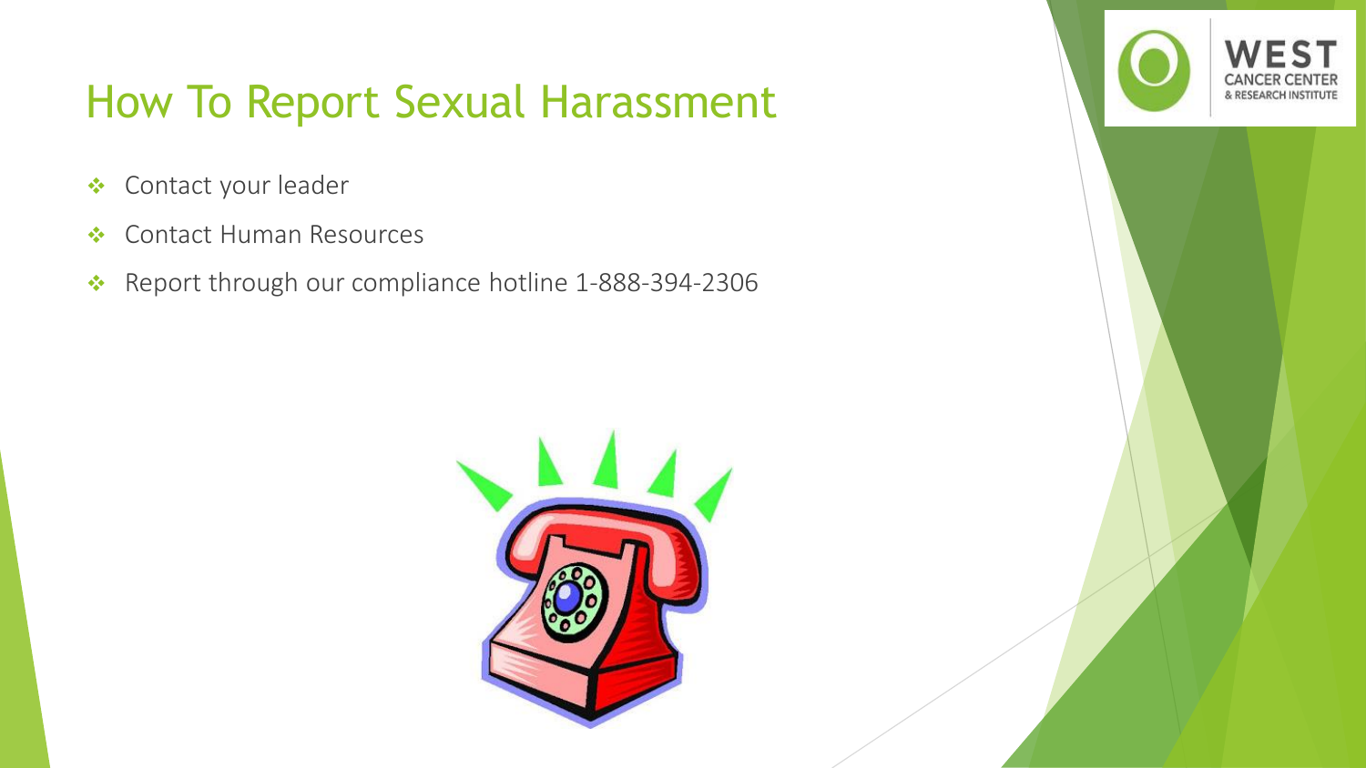# How To Report Sexual Harassment

- Contact your leader
- Contact Human Resources
- Report through our compliance hotline 1-888-394-2306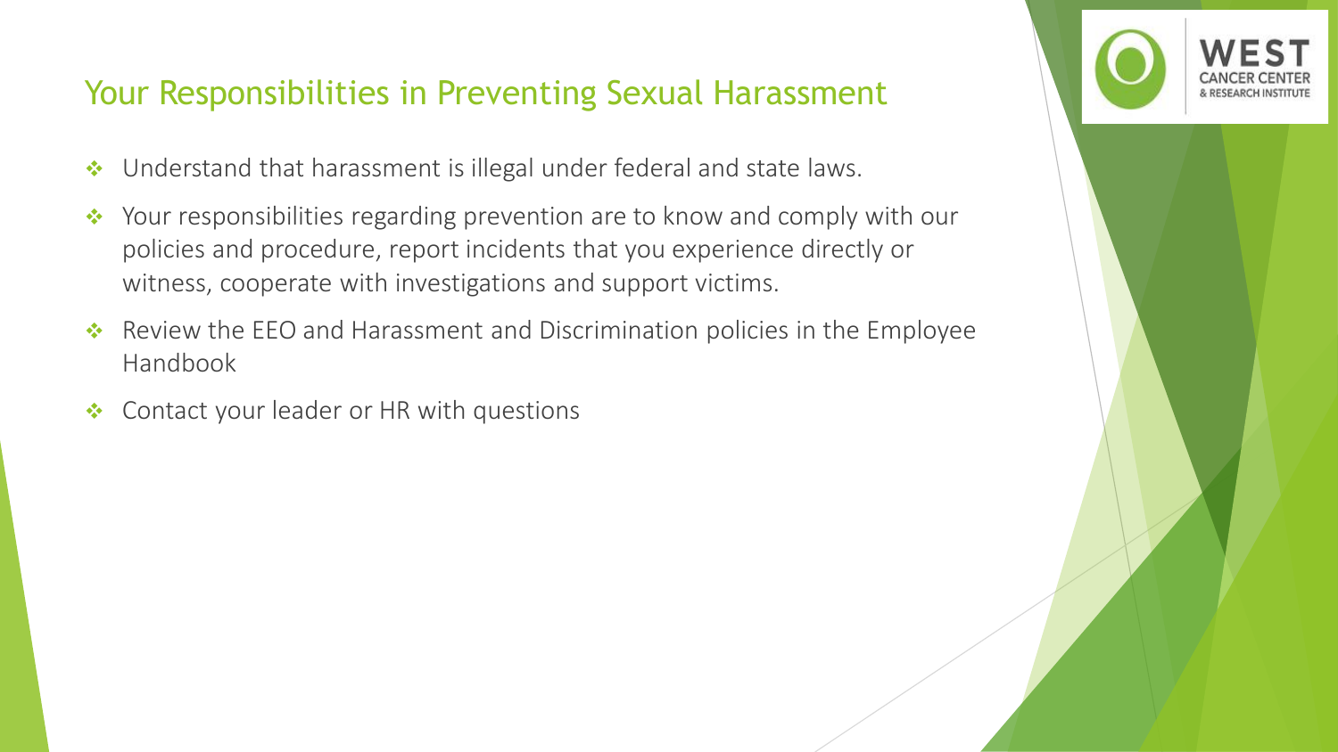## Your Responsibilities in Preventing Sexual Harassment

- Understand that harassment is illegal under federal and state laws.
- Your responsibilities regarding prevention are to know and comply with our policies and procedure, report incidents that you experience directly or witness, cooperate with investigations and support victims.
- Review the EEO and Harassment and Discrimination policies in the Employee Handbook
- Contact your leader or HR with questions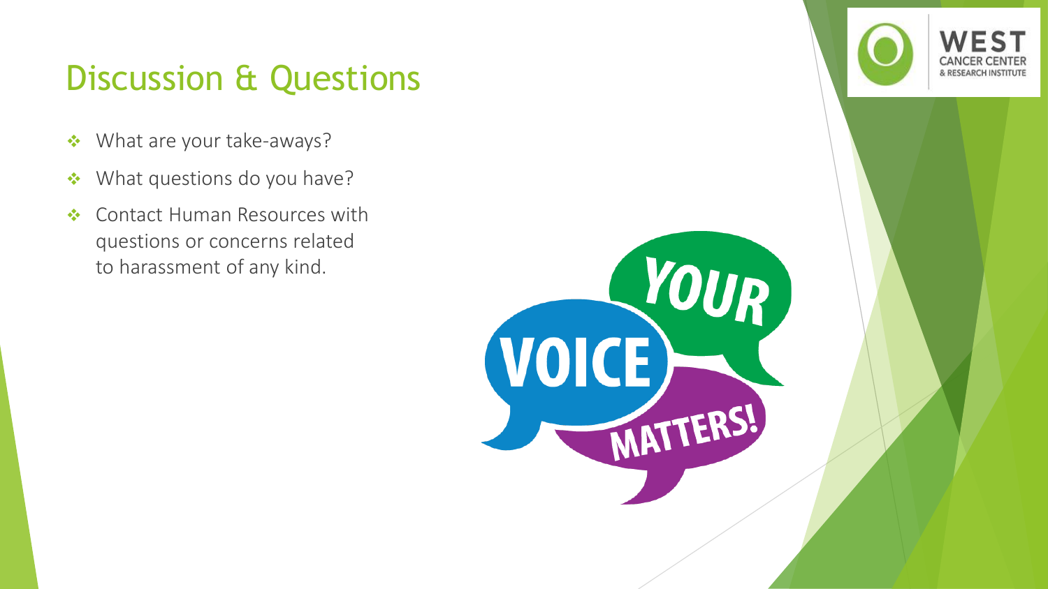# Discussion & Questions

- What are your take-aways?
- What questions do you have?
- Contact Human Resources with questions or concerns related to harassment of any kind.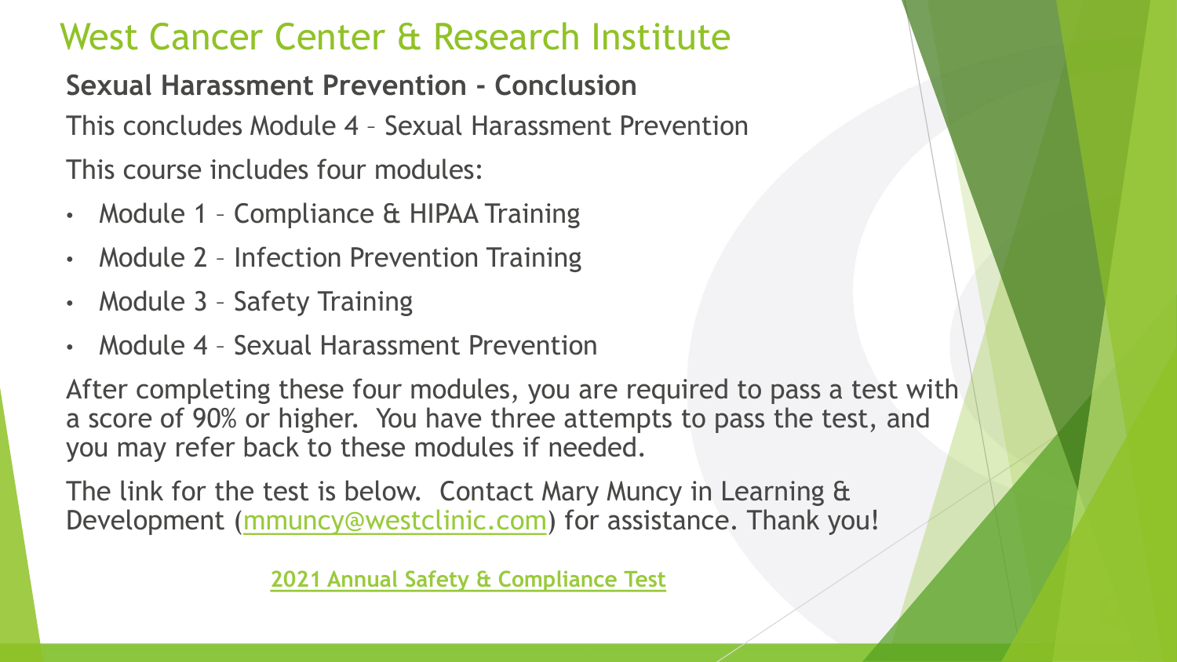# West Cancer Center & Research Institute

## Sexual Harassment Prevention - Conclusion

This concludes Module 4 – Sexual Harassment Prevention

This course includes four modules:

- Module 1 – Compliance & HIPAA Training
- Module 2 – Infection Prevention Training
- Module 3 – Safety Training
- Module 4 – Sexual Harassment Prevention

After completing these four modules, you are required to pass a test with a score of 90% or higher. You have three attempts to pass the test, and you may refer back to these modules if needed.

The link for the test is below. Contact Mary Muncy in Learning & Development (mmuncy@westclinic.com) for assistance. Thank you!

**2021 Annual Safety & Compliance Test**